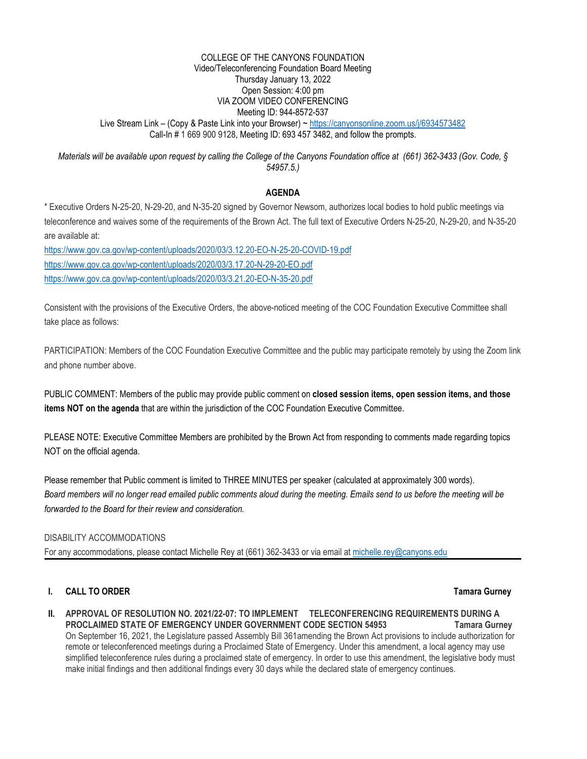COLLEGE OF THE CANYONS FOUNDATION
Video/Teleconferencing Foundation Board Meeting
Thursday January 13, 2022
Open Session: 4:00 pm
VIA ZOOM VIDEO CONFERENCING
Meeting ID: 944-8572-537
Live Stream Link – (Copy & Paste Link into your Browser) ~ https://canyonsonline.zoom.us/j/6934573482
Call-In # 1 669 900 9128, Meeting ID: 693 457 3482, and follow the prompts.

*Materials will be available upon request by calling the College of the Canyons Foundation office at (661) 362-3433 (Gov. Code, § 54957.5.)*

## AGENDA

* Executive Orders N-25-20, N-29-20, and N-35-20 signed by Governor Newsom, authorizes local bodies to hold public meetings via teleconference and waives some of the requirements of the Brown Act. The full text of Executive Orders N-25-20, N-29-20, and N-35-20 are available at:

https://www.gov.ca.gov/wp-content/uploads/2020/03/3.12.20-EO-N-25-20-COVID-19.pdf
https://www.gov.ca.gov/wp-content/uploads/2020/03/3.17.20-N-29-20-EO.pdf
https://www.gov.ca.gov/wp-content/uploads/2020/03/3.21.20-EO-N-35-20.pdf

Consistent with the provisions of the Executive Orders, the above-noticed meeting of the COC Foundation Executive Committee shall take place as follows:

PARTICIPATION: Members of the COC Foundation Executive Committee and the public may participate remotely by using the Zoom link and phone number above.

PUBLIC COMMENT: Members of the public may provide public comment on **closed session items, open session items, and those items NOT on the agenda** that are within the jurisdiction of the COC Foundation Executive Committee.

PLEASE NOTE: Executive Committee Members are prohibited by the Brown Act from responding to comments made regarding topics NOT on the official agenda.

Please remember that Public comment is limited to THREE MINUTES per speaker (calculated at approximately 300 words). *Board members will no longer read emailed public comments aloud during the meeting. Emails send to us before the meeting will be forwarded to the Board for their review and consideration.*

DISABILITY ACCOMMODATIONS
For any accommodations, please contact Michelle Rey at (661) 362-3433 or via email at michelle.rey@canyons.edu

---

**I. CALL TO ORDER** **Tamara Gurney**

**II. APPROVAL OF RESOLUTION NO. 2021/22-07: TO IMPLEMENT TELECONFERENCING REQUIREMENTS DURING A PROCLAIMED STATE OF EMERGENCY UNDER GOVERNMENT CODE SECTION 54953** **Tamara Gurney**
On September 16, 2021, the Legislature passed Assembly Bill 361amending the Brown Act provisions to include authorization for remote or teleconferenced meetings during a Proclaimed State of Emergency. Under this amendment, a local agency may use simplified teleconference rules during a proclaimed state of emergency. In order to use this amendment, the legislative body must make initial findings and then additional findings every 30 days while the declared state of emergency continues.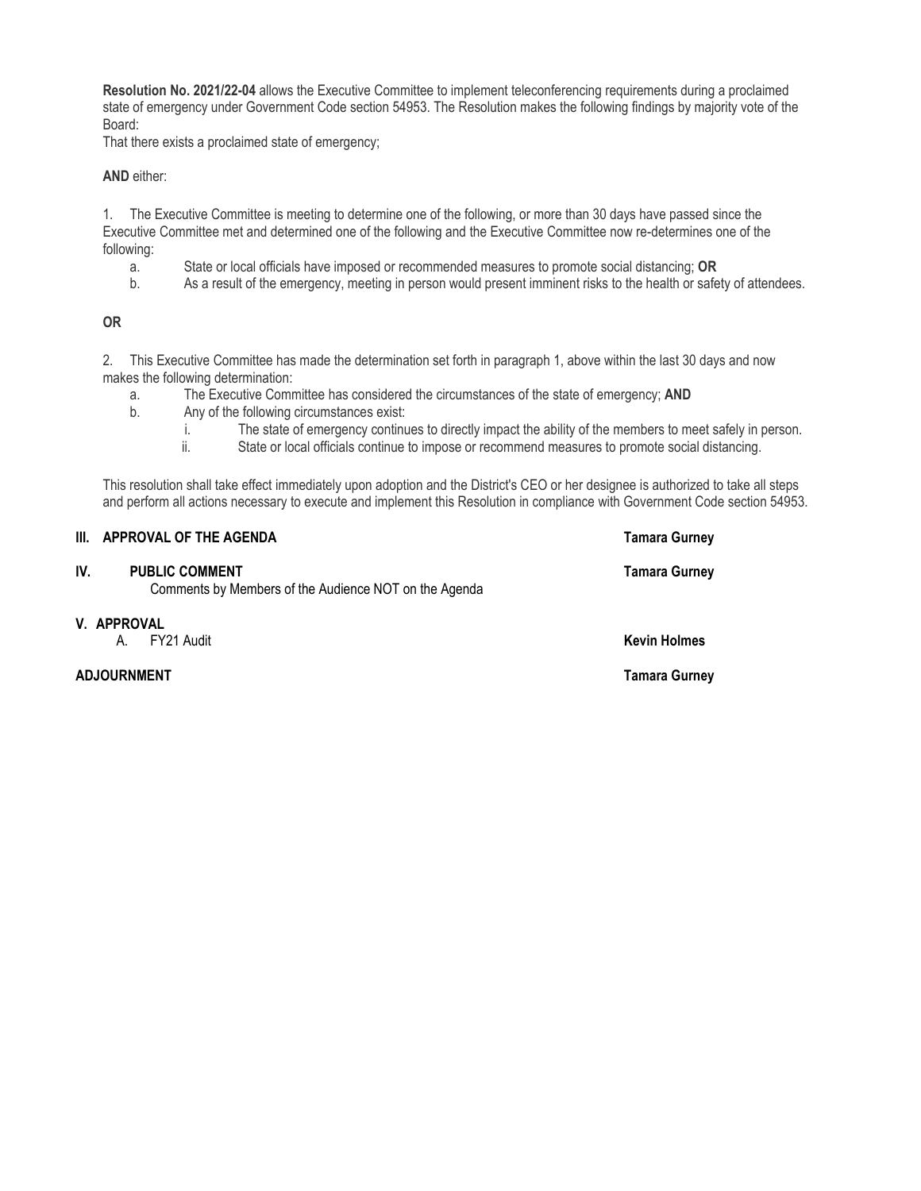**Resolution No. 2021/22-04** allows the Executive Committee to implement teleconferencing requirements during a proclaimed state of emergency under Government Code section 54953. The Resolution makes the following findings by majority vote of the Board:

That there exists a proclaimed state of emergency;

**AND** either:

1. The Executive Committee is meeting to determine one of the following, or more than 30 days have passed since the Executive Committee met and determined one of the following and the Executive Committee now re-determines one of the following:
   a. State or local officials have imposed or recommended measures to promote social distancing; **OR**
   b. As a result of the emergency, meeting in person would present imminent risks to the health or safety of attendees.

**OR**

2. This Executive Committee has made the determination set forth in paragraph 1, above within the last 30 days and now makes the following determination:
   a. The Executive Committee has considered the circumstances of the state of emergency; **AND**
   b. Any of the following circumstances exist:
      i. The state of emergency continues to directly impact the ability of the members to meet safely in person.
      ii. State or local officials continue to impose or recommend measures to promote social distancing.

This resolution shall take effect immediately upon adoption and the District's CEO or her designee is authorized to take all steps and perform all actions necessary to execute and implement this Resolution in compliance with Government Code section 54953.

**III. APPROVAL OF THE AGENDA** — **Tamara Gurney**

**IV. PUBLIC COMMENT** — **Tamara Gurney**

Comments by Members of the Audience NOT on the Agenda

**V. APPROVAL**

A. FY21 Audit — **Kevin Holmes**

**ADJOURNMENT** — **Tamara Gurney**